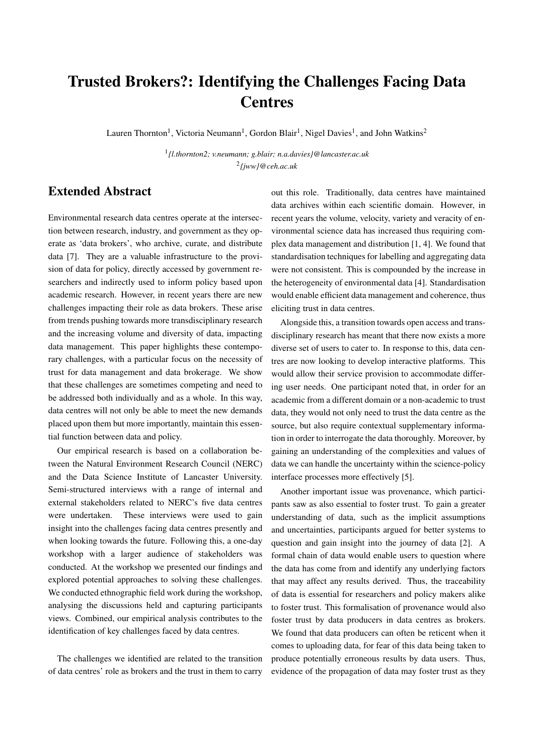# Trusted Brokers?: Identifying the Challenges Facing Data Centres

Lauren Thornton[1], Victoria Neumann[1], Gordon Blair[1], Nigel Davies[1], and John Watkins[2]

[1]*{l.thornton2; v.neumann; g.blair; n.a.davies}@lancaster.ac.uk*
[2]*{jww}@ceh.ac.uk*

## Extended Abstract

Environmental research data centres operate at the intersection between research, industry, and government as they operate as 'data brokers', who archive, curate, and distribute data [7]. They are a valuable infrastructure to the provision of data for policy, directly accessed by government researchers and indirectly used to inform policy based upon academic research. However, in recent years there are new challenges impacting their role as data brokers. These arise from trends pushing towards more transdisciplinary research and the increasing volume and diversity of data, impacting data management. This paper highlights these contemporary challenges, with a particular focus on the necessity of trust for data management and data brokerage. We show that these challenges are sometimes competing and need to be addressed both individually and as a whole. In this way, data centres will not only be able to meet the new demands placed upon them but more importantly, maintain this essential function between data and policy.

Our empirical research is based on a collaboration between the Natural Environment Research Council (NERC) and the Data Science Institute of Lancaster University. Semi-structured interviews with a range of internal and external stakeholders related to NERC's five data centres were undertaken. These interviews were used to gain insight into the challenges facing data centres presently and when looking towards the future. Following this, a one-day workshop with a larger audience of stakeholders was conducted. At the workshop we presented our findings and explored potential approaches to solving these challenges. We conducted ethnographic field work during the workshop, analysing the discussions held and capturing participants views. Combined, our empirical analysis contributes to the identification of key challenges faced by data centres.

The challenges we identified are related to the transition of data centres' role as brokers and the trust in them to carry out this role. Traditionally, data centres have maintained data archives within each scientific domain. However, in recent years the volume, velocity, variety and veracity of environmental science data has increased thus requiring complex data management and distribution [1, 4]. We found that standardisation techniques for labelling and aggregating data were not consistent. This is compounded by the increase in the heterogeneity of environmental data [4]. Standardisation would enable efficient data management and coherence, thus eliciting trust in data centres.

Alongside this, a transition towards open access and transdisciplinary research has meant that there now exists a more diverse set of users to cater to. In response to this, data centres are now looking to develop interactive platforms. This would allow their service provision to accommodate differing user needs. One participant noted that, in order for an academic from a different domain or a non-academic to trust data, they would not only need to trust the data centre as the source, but also require contextual supplementary information in order to interrogate the data thoroughly. Moreover, by gaining an understanding of the complexities and values of data we can handle the uncertainty within the science-policy interface processes more effectively [5].

Another important issue was provenance, which participants saw as also essential to foster trust. To gain a greater understanding of data, such as the implicit assumptions and uncertainties, participants argued for better systems to question and gain insight into the journey of data [2]. A formal chain of data would enable users to question where the data has come from and identify any underlying factors that may affect any results derived. Thus, the traceability of data is essential for researchers and policy makers alike to foster trust. This formalisation of provenance would also foster trust by data producers in data centres as brokers. We found that data producers can often be reticent when it comes to uploading data, for fear of this data being taken to produce potentially erroneous results by data users. Thus, evidence of the propagation of data may foster trust as they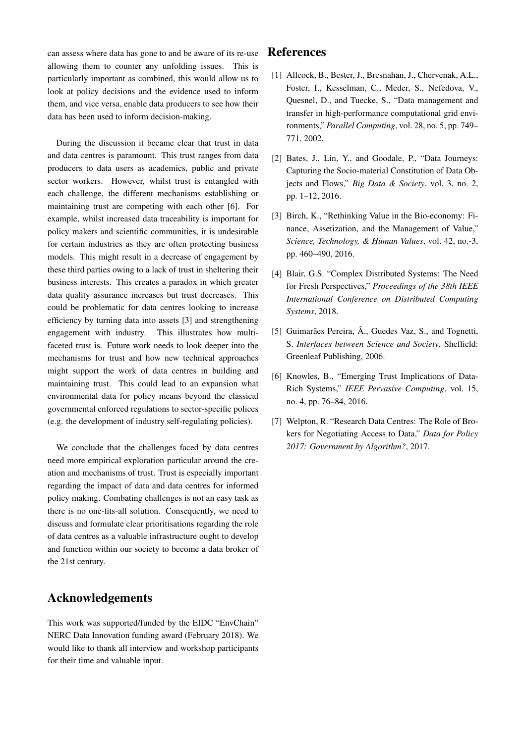can assess where data has gone to and be aware of its re-use allowing them to counter any unfolding issues. This is particularly important as combined, this would allow us to look at policy decisions and the evidence used to inform them, and vice versa, enable data producers to see how their data has been used to inform decision-making.

During the discussion it became clear that trust in data and data centres is paramount. This trust ranges from data producers to data users as academics, public and private sector workers. However, whilst trust is entangled with each challenge, the different mechanisms establishing or maintaining trust are competing with each other [6]. For example, whilst increased data traceability is important for policy makers and scientific communities, it is undesirable for certain industries as they are often protecting business models. This might result in a decrease of engagement by these third parties owing to a lack of trust in sheltering their business interests. This creates a paradox in which greater data quality assurance increases but trust decreases. This could be problematic for data centres looking to increase efficiency by turning data into assets [3] and strengthening engagement with industry. This illustrates how multi-faceted trust is. Future work needs to look deeper into the mechanisms for trust and how new technical approaches might support the work of data centres in building and maintaining trust. This could lead to an expansion what environmental data for policy means beyond the classical governmental enforced regulations to sector-specific polices (e.g. the development of industry self-regulating policies).

We conclude that the challenges faced by data centres need more empirical exploration particular around the creation and mechanisms of trust. Trust is especially important regarding the impact of data and data centres for informed policy making. Combating challenges is not an easy task as there is no one-fits-all solution. Consequently, we need to discuss and formulate clear prioritisations regarding the role of data centres as a valuable infrastructure ought to develop and function within our society to become a data broker of the 21st century.

## Acknowledgements

This work was supported/funded by the EIDC "EnvChain" NERC Data Innovation funding award (February 2018). We would like to thank all interview and workshop participants for their time and valuable input.

## References

[1] Allcock, B., Bester, J., Bresnahan, J., Chervenak, A.L., Foster, I., Kesselman, C., Meder, S., Nefedova, V., Quesnel, D., and Tuecke, S., "Data management and transfer in high-performance computational grid environments," *Parallel Computing*, vol. 28, no. 5, pp. 749–771, 2002.

[2] Bates, J., Lin, Y., and Goodale, P., "Data Journeys: Capturing the Socio-material Constitution of Data Objects and Flows," *Big Data & Society*, vol. 3, no. 2, pp. 1–12, 2016.

[3] Birch, K., "Rethinking Value in the Bio-economy: Finance, Assetization, and the Management of Value," *Science, Technology, & Human Values*, vol. 42, no.-3, pp. 460–490, 2016.

[4] Blair, G.S. "Complex Distributed Systems: The Need for Fresh Perspectives," *Proceedings of the 38th IEEE International Conference on Distributed Computing Systems*, 2018.

[5] Guimarães Pereira, Â., Guedes Vaz, S., and Tognetti, S. *Interfaces between Science and Society*, Sheffield: Greenleaf Publishing, 2006.

[6] Knowles, B., "Emerging Trust Implications of Data-Rich Systems," *IEEE Pervasive Computing*, vol. 15, no. 4, pp. 76–84, 2016.

[7] Welpton, R. "Research Data Centres: The Role of Brokers for Negotiating Access to Data," *Data for Policy 2017: Government by Algorithm?*, 2017.